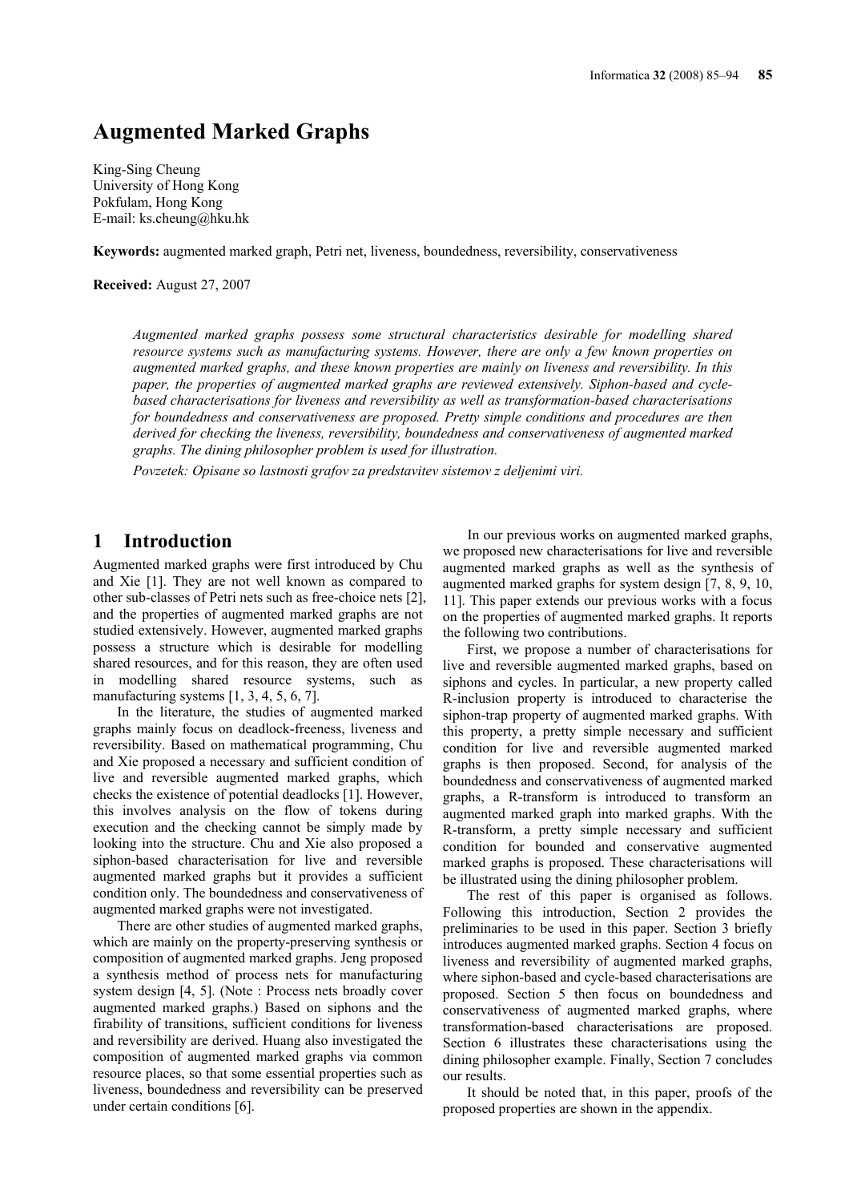# Augmented Marked Graphs

King-Sing Cheung
University of Hong Kong
Pokfulam, Hong Kong
E-mail: ks.cheung@hku.hk

**Keywords:** augmented marked graph, Petri net, liveness, boundedness, reversibility, conservativeness

**Received:** August 27, 2007

*Augmented marked graphs possess some structural characteristics desirable for modelling shared resource systems such as manufacturing systems. However, there are only a few known properties on augmented marked graphs, and these known properties are mainly on liveness and reversibility. In this paper, the properties of augmented marked graphs are reviewed extensively. Siphon-based and cycle-based characterisations for liveness and reversibility as well as transformation-based characterisations for boundedness and conservativeness are proposed. Pretty simple conditions and procedures are then derived for checking the liveness, reversibility, boundedness and conservativeness of augmented marked graphs. The dining philosopher problem is used for illustration.*

*Povzetek: Opisane so lastnosti grafov za predstavitev sistemov z deljenimi viri.*

## 1 Introduction

Augmented marked graphs were first introduced by Chu and Xie [1]. They are not well known as compared to other sub-classes of Petri nets such as free-choice nets [2], and the properties of augmented marked graphs are not studied extensively. However, augmented marked graphs possess a structure which is desirable for modelling shared resources, and for this reason, they are often used in modelling shared resource systems, such as manufacturing systems [1, 3, 4, 5, 6, 7].

In the literature, the studies of augmented marked graphs mainly focus on deadlock-freeness, liveness and reversibility. Based on mathematical programming, Chu and Xie proposed a necessary and sufficient condition of live and reversible augmented marked graphs, which checks the existence of potential deadlocks [1]. However, this involves analysis on the flow of tokens during execution and the checking cannot be simply made by looking into the structure. Chu and Xie also proposed a siphon-based characterisation for live and reversible augmented marked graphs but it provides a sufficient condition only. The boundedness and conservativeness of augmented marked graphs were not investigated.

There are other studies of augmented marked graphs, which are mainly on the property-preserving synthesis or composition of augmented marked graphs. Jeng proposed a synthesis method of process nets for manufacturing system design [4, 5]. (Note : Process nets broadly cover augmented marked graphs.) Based on siphons and the firability of transitions, sufficient conditions for liveness and reversibility are derived. Huang also investigated the composition of augmented marked graphs via common resource places, so that some essential properties such as liveness, boundedness and reversibility can be preserved under certain conditions [6].

In our previous works on augmented marked graphs, we proposed new characterisations for live and reversible augmented marked graphs as well as the synthesis of augmented marked graphs for system design [7, 8, 9, 10, 11]. This paper extends our previous works with a focus on the properties of augmented marked graphs. It reports the following two contributions.

First, we propose a number of characterisations for live and reversible augmented marked graphs, based on siphons and cycles. In particular, a new property called R-inclusion property is introduced to characterise the siphon-trap property of augmented marked graphs. With this property, a pretty simple necessary and sufficient condition for live and reversible augmented marked graphs is then proposed. Second, for analysis of the boundedness and conservativeness of augmented marked graphs, a R-transform is introduced to transform an augmented marked graph into marked graphs. With the R-transform, a pretty simple necessary and sufficient condition for bounded and conservative augmented marked graphs is proposed. These characterisations will be illustrated using the dining philosopher problem.

The rest of this paper is organised as follows. Following this introduction, Section 2 provides the preliminaries to be used in this paper. Section 3 briefly introduces augmented marked graphs. Section 4 focus on liveness and reversibility of augmented marked graphs, where siphon-based and cycle-based characterisations are proposed. Section 5 then focus on boundedness and conservativeness of augmented marked graphs, where transformation-based characterisations are proposed. Section 6 illustrates these characterisations using the dining philosopher example. Finally, Section 7 concludes our results.

It should be noted that, in this paper, proofs of the proposed properties are shown in the appendix.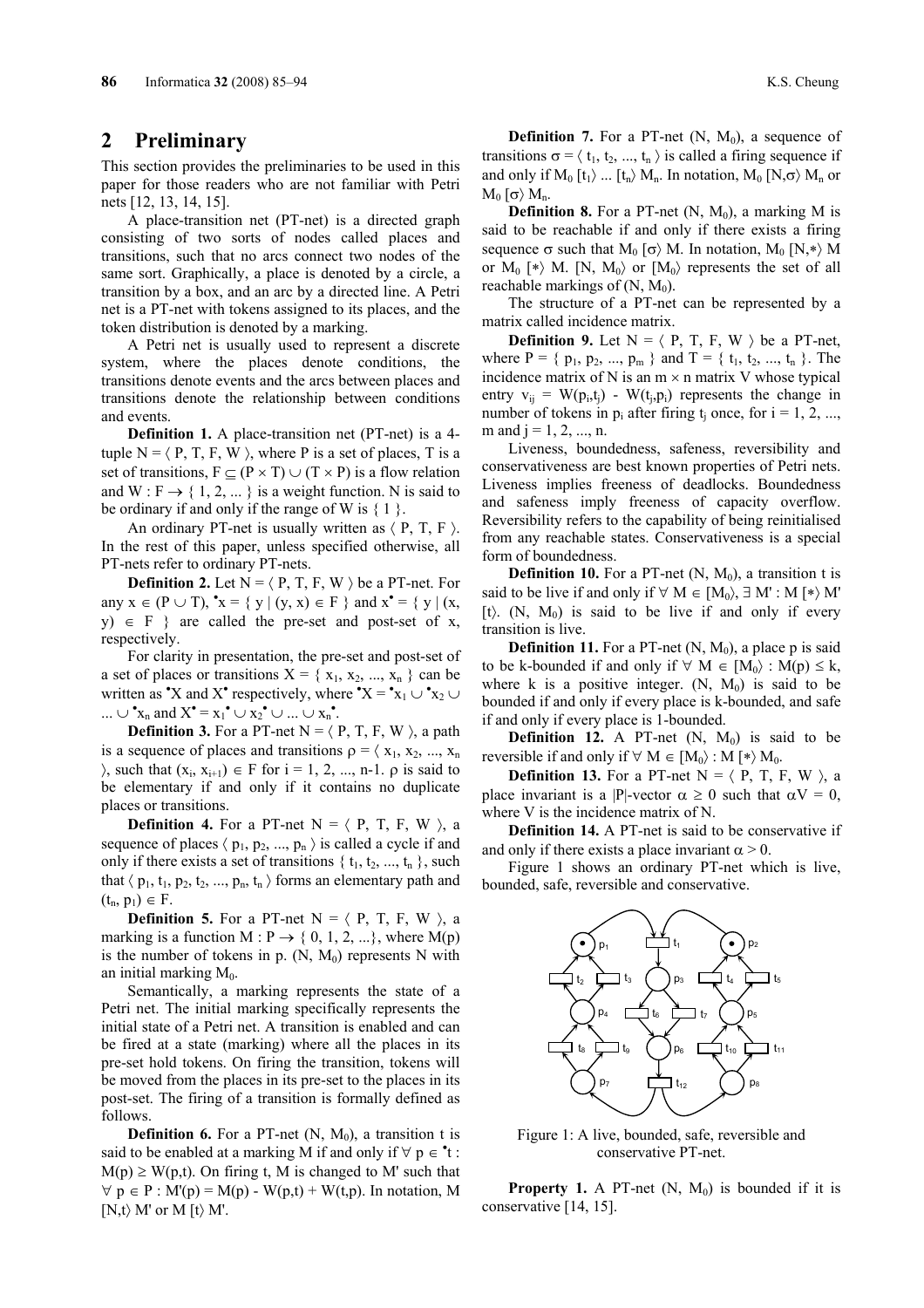## 2 Preliminary

This section provides the preliminaries to be used in this paper for those readers who are not familiar with Petri nets [12, 13, 14, 15].

A place-transition net (PT-net) is a directed graph consisting of two sorts of nodes called places and transitions, such that no arcs connect two nodes of the same sort. Graphically, a place is denoted by a circle, a transition by a box, and an arc by a directed line. A Petri net is a PT-net with tokens assigned to its places, and the token distribution is denoted by a marking.

A Petri net is usually used to represent a discrete system, where the places denote conditions, the transitions denote events and the arcs between places and transitions denote the relationship between conditions and events.

**Definition 1.** A place-transition net (PT-net) is a 4-tuple $N = \langle P, T, F, W \rangle$, where P is a set of places, T is a set of transitions, $F \subseteq (P \times T) \cup (T \times P)$ is a flow relation and $W : F \rightarrow \{ 1, 2, ... \}$ is a weight function. N is said to be ordinary if and only if the range of W is $\{ 1 \}$.

An ordinary PT-net is usually written as $\langle P, T, F \rangle$. In the rest of this paper, unless specified otherwise, all PT-nets refer to ordinary PT-nets.

**Definition 2.** Let $N = \langle P, T, F, W \rangle$ be a PT-net. For any $x \in (P \cup T)$, ${}^{\bullet}x = \{ y \mid (y, x) \in F \}$ and $x^{\bullet} = \{ y \mid (x, y) \in F \}$ are called the pre-set and post-set of x, respectively.

For clarity in presentation, the pre-set and post-set of a set of places or transitions $X = \{ x_1, x_2, ..., x_n \}$ can be written as ${}^{\bullet}X$ and $X^{\bullet}$ respectively, where ${}^{\bullet}X = {}^{\bullet}x_1 \cup {}^{\bullet}x_2 \cup ... \cup {}^{\bullet}x_n$ and $X^{\bullet} = x_1^{\bullet} \cup x_2^{\bullet} \cup ... \cup x_n^{\bullet}$.

**Definition 3.** For a PT-net $N = \langle P, T, F, W \rangle$, a path is a sequence of places and transitions $\rho = \langle x_1, x_2, ..., x_n \rangle$, such that $(x_i, x_{i+1}) \in F$ for i = 1, 2, ..., n-1. $\rho$ is said to be elementary if and only if it contains no duplicate places or transitions.

**Definition 4.** For a PT-net $N = \langle P, T, F, W \rangle$, a sequence of places $\langle p_1, p_2, ..., p_n \rangle$ is called a cycle if and only if there exists a set of transitions $\{ t_1, t_2, ..., t_n \}$, such that $\langle p_1, t_1, p_2, t_2, ..., p_n, t_n \rangle$ forms an elementary path and $(t_n, p_1) \in F$.

**Definition 5.** For a PT-net $N = \langle P, T, F, W \rangle$, a marking is a function $M : P \rightarrow \{ 0, 1, 2, ...\}$, where M(p) is the number of tokens in p. $(N, M_0)$ represents N with an initial marking $M_0$.

Semantically, a marking represents the state of a Petri net. The initial marking specifically represents the initial state of a Petri net. A transition is enabled and can be fired at a state (marking) where all the places in its pre-set hold tokens. On firing the transition, tokens will be moved from the places in its pre-set to the places in its post-set. The firing of a transition is formally defined as follows.

**Definition 6.** For a PT-net $(N, M_0)$, a transition t is said to be enabled at a marking M if and only if $\forall\, p \in {}^{\bullet}t : M(p) \geq W(p,t)$. On firing t, M is changed to M' such that $\forall\, p \in P : M'(p) = M(p) - W(p,t) + W(t,p)$. In notation, $M\, [N,t\rangle\, M'$ or $M\, [t\rangle\, M'$.

**Definition 7.** For a PT-net $(N, M_0)$, a sequence of transitions $\sigma = \langle t_1, t_2, ..., t_n \rangle$ is called a firing sequence if and only if $M_0\, [t_1\rangle \,...\, [t_n\rangle\, M_n$. In notation, $M_0\, [N,\sigma\rangle\, M_n$ or $M_0\, [\sigma\rangle\, M_n$.

**Definition 8.** For a PT-net $(N, M_0)$, a marking M is said to be reachable if and only if there exists a firing sequence $\sigma$ such that $M_0\, [\sigma\rangle\, M$. In notation, $M_0\, [N,*\rangle\, M$ or $M_0\, [*\rangle\, M$. $[N, M_0\rangle$ or $[M_0\rangle$ represents the set of all reachable markings of $(N, M_0)$.

The structure of a PT-net can be represented by a matrix called incidence matrix.

**Definition 9.** Let $N = \langle P, T, F, W \rangle$ be a PT-net, where $P = \{ p_1, p_2, ..., p_m \}$ and $T = \{ t_1, t_2, ..., t_n \}$. The incidence matrix of N is an $m \times n$ matrix V whose typical entry $v_{ij} = W(p_i,t_j) - W(t_j,p_i)$ represents the change in number of tokens in $p_i$ after firing $t_j$ once, for i = 1, 2, ..., m and j = 1, 2, ..., n.

Liveness, boundedness, safeness, reversibility and conservativeness are best known properties of Petri nets. Liveness implies freeness of deadlocks. Boundedness and safeness imply freeness of capacity overflow. Reversibility refers to the capability of being reinitialised from any reachable states. Conservativeness is a special form of boundedness.

**Definition 10.** For a PT-net $(N, M_0)$, a transition t is said to be live if and only if $\forall\, M \in [M_0\rangle, \exists\, M' : M\, [*\rangle\, M'\, [t\rangle$. $(N, M_0)$ is said to be live if and only if every transition is live.

**Definition 11.** For a PT-net $(N, M_0)$, a place p is said to be k-bounded if and only if $\forall\, M \in [M_0\rangle : M(p) \leq k$, where k is a positive integer. $(N, M_0)$ is said to be bounded if and only if every place is k-bounded, and safe if and only if every place is 1-bounded.

**Definition 12.** A PT-net $(N, M_0)$ is said to be reversible if and only if $\forall\, M \in [M_0\rangle : M\, [*\rangle\, M_0$.

**Definition 13.** For a PT-net $N = \langle P, T, F, W \rangle$, a place invariant is a $|P|$-vector $\alpha \geq 0$ such that $\alpha V = 0$, where V is the incidence matrix of N.

**Definition 14.** A PT-net is said to be conservative if and only if there exists a place invariant $\alpha > 0$.

Figure 1 shows an ordinary PT-net which is live, bounded, safe, reversible and conservative.

Figure 1: A live, bounded, safe, reversible and conservative PT-net.

**Property 1.** A PT-net $(N, M_0)$ is bounded if it is conservative [14, 15].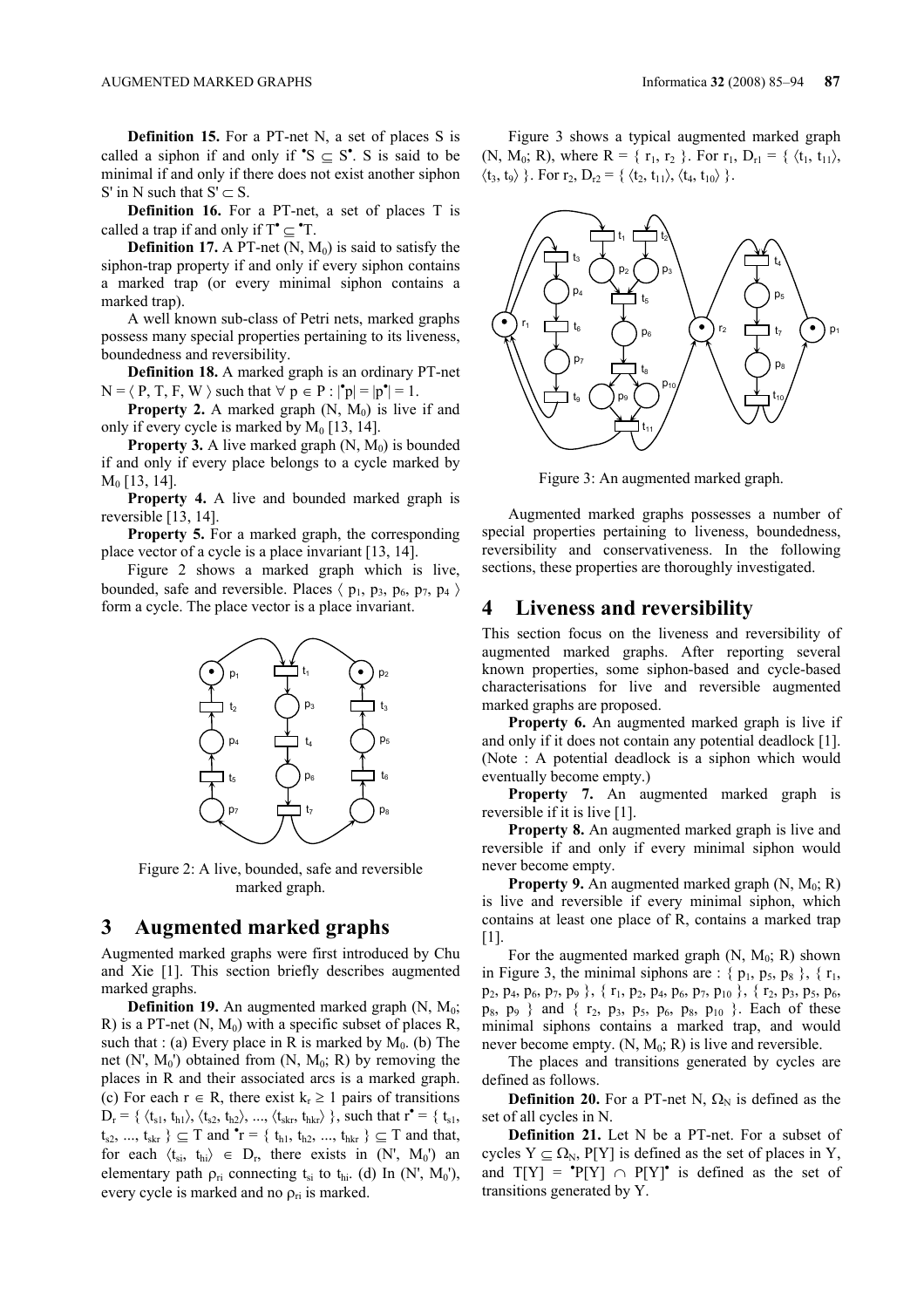**Definition 15.** For a PT-net N, a set of places S is called a siphon if and only if ${}^{\bullet}S \subseteq S^{\bullet}$. S is said to be minimal if and only if there does not exist another siphon S' in N such that $S' \subset S$.

**Definition 16.** For a PT-net, a set of places T is called a trap if and only if $T^{\bullet} \subseteq {}^{\bullet}T$.

**Definition 17.** A PT-net $(N, M_0)$ is said to satisfy the siphon-trap property if and only if every siphon contains a marked trap (or every minimal siphon contains a marked trap).

A well known sub-class of Petri nets, marked graphs possess many special properties pertaining to its liveness, boundedness and reversibility.

**Definition 18.** A marked graph is an ordinary PT-net $N = \langle P, T, F, W \rangle$ such that $\forall\, p \in P : |{}^{\bullet}p| = |p^{\bullet}| = 1$.

**Property 2.** A marked graph $(N, M_0)$ is live if and only if every cycle is marked by $M_0$ [13, 14].

**Property 3.** A live marked graph $(N, M_0)$ is bounded if and only if every place belongs to a cycle marked by $M_0$ [13, 14].

**Property 4.** A live and bounded marked graph is reversible [13, 14].

**Property 5.** For a marked graph, the corresponding place vector of a cycle is a place invariant [13, 14].

Figure 2 shows a marked graph which is live, bounded, safe and reversible. Places $\langle p_1, p_3, p_6, p_7, p_4 \rangle$ form a cycle. The place vector is a place invariant.

Figure 2: A live, bounded, safe and reversible marked graph.

## 3 Augmented marked graphs

Augmented marked graphs were first introduced by Chu and Xie [1]. This section briefly describes augmented marked graphs.

**Definition 19.** An augmented marked graph $(N, M_0; R)$ is a PT-net $(N, M_0)$ with a specific subset of places R, such that : (a) Every place in R is marked by $M_0$. (b) The net $(N', M_0')$ obtained from $(N, M_0; R)$ by removing the places in R and their associated arcs is a marked graph. (c) For each $r \in R$, there exist $k_r \geq 1$ pairs of transitions $D_r = \{ \langle t_{s1}, t_{h1} \rangle, \langle t_{s2}, t_{h2} \rangle, ..., \langle t_{skr}, t_{hkr} \rangle \}$, such that $r^{\bullet} = \{ t_{s1}, t_{s2}, ..., t_{skr} \} \subseteq T$ and ${}^{\bullet}r = \{ t_{h1}, t_{h2}, ..., t_{hkr} \} \subseteq T$ and that, for each $\langle t_{si}, t_{hi} \rangle \in D_r$, there exists in $(N', M_0')$ an elementary path $\rho_{ri}$ connecting $t_{si}$ to $t_{hi}$. (d) In $(N', M_0')$, every cycle is marked and no $\rho_{ri}$ is marked.

Figure 3 shows a typical augmented marked graph $(N, M_0; R)$, where $R = \{ r_1, r_2 \}$. For $r_1$, $D_{r1} = \{ \langle t_1, t_{11} \rangle, \langle t_3, t_9 \rangle \}$. For $r_2$, $D_{r2} = \{ \langle t_2, t_{11} \rangle, \langle t_4, t_{10} \rangle \}$.

Figure 3: An augmented marked graph.

Augmented marked graphs possesses a number of special properties pertaining to liveness, boundedness, reversibility and conservativeness. In the following sections, these properties are thoroughly investigated.

## 4 Liveness and reversibility

This section focus on the liveness and reversibility of augmented marked graphs. After reporting several known properties, some siphon-based and cycle-based characterisations for live and reversible augmented marked graphs are proposed.

**Property 6.** An augmented marked graph is live if and only if it does not contain any potential deadlock [1]. (Note : A potential deadlock is a siphon which would eventually become empty.)

**Property 7.** An augmented marked graph is reversible if it is live [1].

**Property 8.** An augmented marked graph is live and reversible if and only if every minimal siphon would never become empty.

**Property 9.** An augmented marked graph $(N, M_0; R)$ is live and reversible if every minimal siphon, which contains at least one place of R, contains a marked trap [1].

For the augmented marked graph $(N, M_0; R)$ shown in Figure 3, the minimal siphons are : $\{ p_1, p_5, p_8 \}$, $\{ r_1, p_2, p_4, p_6, p_7, p_9 \}$, $\{ r_1, p_2, p_4, p_6, p_7, p_{10} \}$, $\{ r_2, p_3, p_5, p_6, p_8, p_9 \}$ and $\{ r_2, p_3, p_5, p_6, p_8, p_{10} \}$. Each of these minimal siphons contains a marked trap, and would never become empty. $(N, M_0; R)$ is live and reversible.

The places and transitions generated by cycles are defined as follows.

**Definition 20.** For a PT-net N, $\Omega_N$ is defined as the set of all cycles in N.

**Definition 21.** Let N be a PT-net. For a subset of cycles $Y \subseteq \Omega_N$, $P[Y]$ is defined as the set of places in Y, and $T[Y] = {}^{\bullet}P[Y] \cap P[Y]^{\bullet}$ is defined as the set of transitions generated by Y.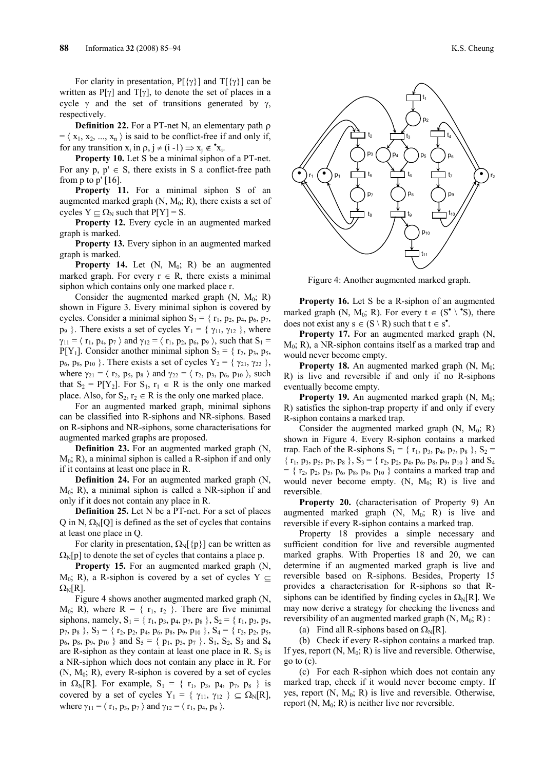For clarity in presentation, $P[\{\gamma\}]$ and $T[\{\gamma\}]$ can be written as $P[\gamma]$ and $T[\gamma]$, to denote the set of places in a cycle $\gamma$ and the set of transitions generated by $\gamma$, respectively.

**Definition 22.** For a PT-net N, an elementary path $\rho = \langle x_1, x_2, ..., x_n \rangle$ is said to be conflict-free if and only if, for any transition $x_i$ in $\rho$, $j \neq (i-1) \Rightarrow x_j \notin {}^{\bullet}x_i$.

**Property 10.** Let S be a minimal siphon of a PT-net. For any $p, p' \in S$, there exists in S a conflict-free path from p to p' [16].

**Property 11.** For a minimal siphon S of an augmented marked graph $(N, M_0; R)$, there exists a set of cycles $Y \subseteq \Omega_N$ such that $P[Y] = S$.

**Property 12.** Every cycle in an augmented marked graph is marked.

**Property 13.** Every siphon in an augmented marked graph is marked.

**Property 14.** Let $(N, M_0; R)$ be an augmented marked graph. For every $r \in R$, there exists a minimal siphon which contains only one marked place r.

Consider the augmented marked graph $(N, M_0; R)$ shown in Figure 3. Every minimal siphon is covered by cycles. Consider a minimal siphon $S_1 = \{ r_1, p_2, p_4, p_6, p_7, p_9 \}$. There exists a set of cycles $Y_1 = \{ \gamma_{11}, \gamma_{12} \}$, where $\gamma_{11} = \langle r_1, p_4, p_7 \rangle$ and $\gamma_{12} = \langle r_1, p_2, p_6, p_9 \rangle$, such that $S_1 = P[Y_1]$. Consider another minimal siphon $S_2 = \{ r_2, p_3, p_5, p_6, p_8, p_{10} \}$. There exists a set of cycles $Y_2 = \{ \gamma_{21}, \gamma_{22} \}$, where $\gamma_{21} = \langle r_2, p_5, p_8 \rangle$ and $\gamma_{22} = \langle r_2, p_3, p_6, p_{10} \rangle$, such that $S_2 = P[Y_2]$. For $S_1$, $r_1 \in R$ is the only one marked place. Also, for $S_2$, $r_2 \in R$ is the only one marked place.

For an augmented marked graph, minimal siphons can be classified into R-siphons and NR-siphons. Based on R-siphons and NR-siphons, some characterisations for augmented marked graphs are proposed.

**Definition 23.** For an augmented marked graph $(N, M_0; R)$, a minimal siphon is called a R-siphon if and only if it contains at least one place in R.

**Definition 24.** For an augmented marked graph $(N, M_0; R)$, a minimal siphon is called a NR-siphon if and only if it does not contain any place in R.

**Definition 25.** Let N be a PT-net. For a set of places Q in N, $\Omega_N[Q]$ is defined as the set of cycles that contains at least one place in Q.

For clarity in presentation, $\Omega_N[\{p\}]$ can be written as $\Omega_N[p]$ to denote the set of cycles that contains a place p.

**Property 15.** For an augmented marked graph $(N, M_0; R)$, a R-siphon is covered by a set of cycles $Y \subseteq \Omega_N[R]$.

Figure 4 shows another augmented marked graph $(N, M_0; R)$, where $R = \{ r_1, r_2 \}$. There are five minimal siphons, namely, $S_1 = \{ r_1, p_3, p_4, p_7, p_8 \}$, $S_2 = \{ r_1, p_3, p_5, p_7, p_8 \}$, $S_3 = \{ r_2, p_2, p_4, p_6, p_8, p_9, p_{10} \}$, $S_4 = \{ r_2, p_2, p_5, p_6, p_8, p_9, p_{10} \}$ and $S_5 = \{ p_1, p_3, p_7 \}$. $S_1$, $S_2$, $S_3$ and $S_4$ are R-siphon as they contain at least one place in R. $S_5$ is a NR-siphon which does not contain any place in R. For $(N, M_0; R)$, every R-siphon is covered by a set of cycles in $\Omega_N[R]$. For example, $S_1 = \{ r_1, p_3, p_4, p_7, p_8 \}$ is covered by a set of cycles $Y_1 = \{ \gamma_{11}, \gamma_{12} \} \subseteq \Omega_N[R]$, where $\gamma_{11} = \langle r_1, p_3, p_7 \rangle$ and $\gamma_{12} = \langle r_1, p_4, p_8 \rangle$.

Figure 4: Another augmented marked graph.

**Property 16.** Let S be a R-siphon of an augmented marked graph $(N, M_0; R)$. For every $t \in (S^{\bullet} \setminus {}^{\bullet}S)$, there does not exist any $s \in (S \setminus R)$ such that $t \in s^{\bullet}$.

**Property 17.** For an augmented marked graph $(N, M_0; R)$, a NR-siphon contains itself as a marked trap and would never become empty.

**Property 18.** An augmented marked graph $(N, M_0; R)$ is live and reversible if and only if no R-siphons eventually become empty.

**Property 19.** An augmented marked graph $(N, M_0; R)$ satisfies the siphon-trap property if and only if every R-siphon contains a marked trap.

Consider the augmented marked graph $(N, M_0; R)$ shown in Figure 4. Every R-siphon contains a marked trap. Each of the R-siphons $S_1 = \{ r_1, p_3, p_4, p_7, p_8 \}$, $S_2 = \{ r_1, p_3, p_5, p_7, p_8 \}$, $S_3 = \{ r_2, p_2, p_4, p_6, p_8, p_9, p_{10} \}$ and $S_4 = \{ r_2, p_2, p_5, p_6, p_8, p_9, p_{10} \}$ contains a marked trap and would never become empty. $(N, M_0; R)$ is live and reversible.

**Property 20.** (characterisation of Property 9) An augmented marked graph $(N, M_0; R)$ is live and reversible if every R-siphon contains a marked trap.

Property 18 provides a simple necessary and sufficient condition for live and reversible augmented marked graphs. With Properties 18 and 20, we can determine if an augmented marked graph is live and reversible based on R-siphons. Besides, Property 15 provides a characterisation for R-siphons so that R-siphons can be identified by finding cycles in $\Omega_N[R]$. We may now derive a strategy for checking the liveness and reversibility of an augmented marked graph $(N, M_0; R)$ :

(a) Find all R-siphons based on $\Omega_N[R]$.

(b) Check if every R-siphon contains a marked trap. If yes, report $(N, M_0; R)$ is live and reversible. Otherwise, go to (c).

(c) For each R-siphon which does not contain any marked trap, check if it would never become empty. If yes, report $(N, M_0; R)$ is live and reversible. Otherwise, report $(N, M_0; R)$ is neither live nor reversible.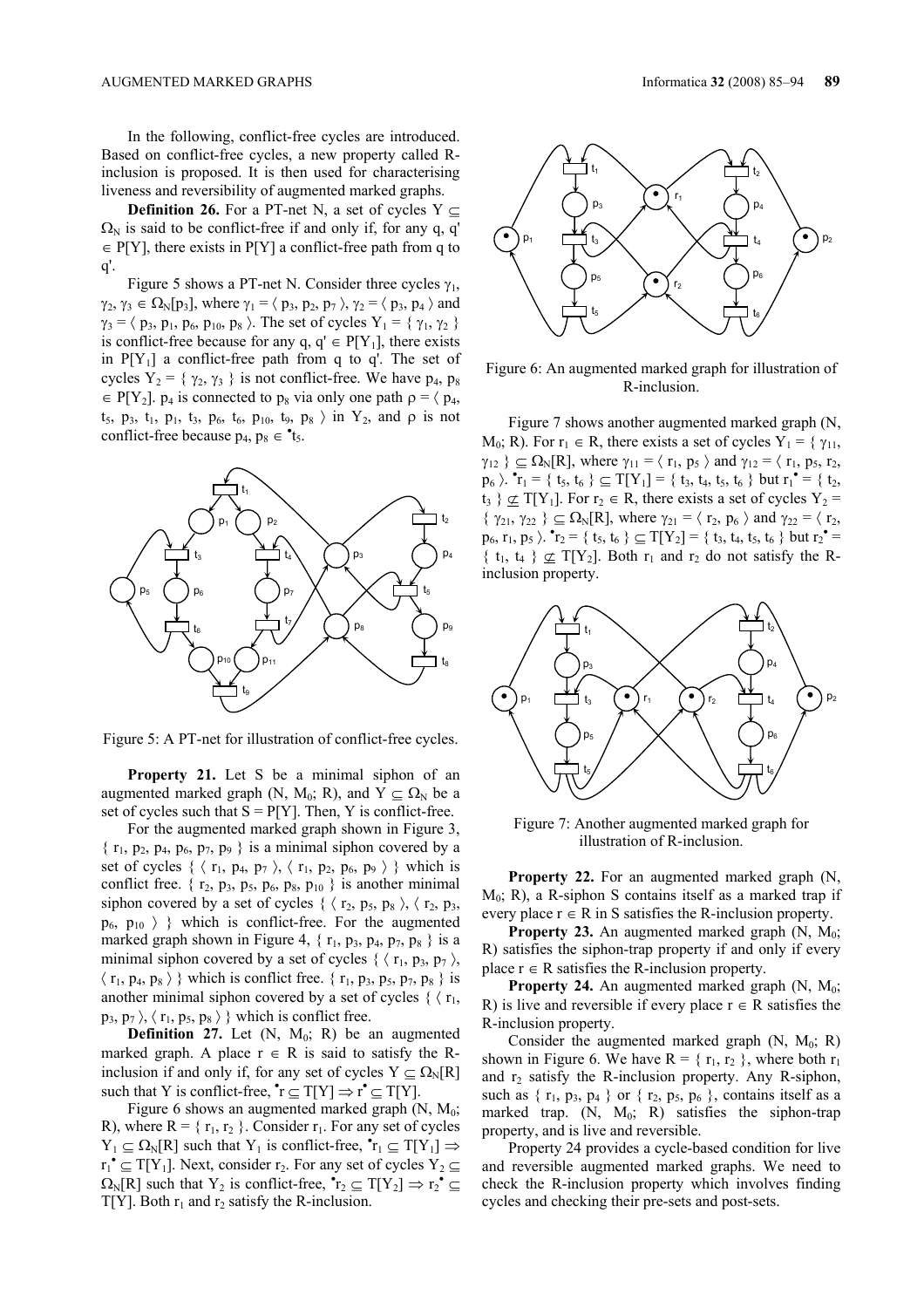In the following, conflict-free cycles are introduced. Based on conflict-free cycles, a new property called R-inclusion is proposed. It is then used for characterising liveness and reversibility of augmented marked graphs.

**Definition 26.** For a PT-net N, a set of cycles $Y \subseteq \Omega_N$ is said to be conflict-free if and only if, for any q, q' $\in$ P[Y], there exists in P[Y] a conflict-free path from q to q'.

Figure 5 shows a PT-net N. Consider three cycles $\gamma_1$, $\gamma_2$, $\gamma_3 \in \Omega_N[p_3]$, where $\gamma_1 = \langle p_3, p_2, p_7 \rangle$, $\gamma_2 = \langle p_3, p_4 \rangle$ and $\gamma_3 = \langle p_3, p_1, p_6, p_{10}, p_8 \rangle$. The set of cycles $Y_1 = \{ \gamma_1, \gamma_2 \}$ is conflict-free because for any q, q' $\in P[Y_1]$, there exists in $P[Y_1]$ a conflict-free path from q to q'. The set of cycles $Y_2 = \{ \gamma_2, \gamma_3 \}$ is not conflict-free. We have $p_4$, $p_8 \in P[Y_2]$. $p_4$ is connected to $p_8$ via only one path $\rho = \langle p_4, t_5, p_3, t_1, p_1, t_3, p_6, t_6, p_{10}, t_9, p_8 \rangle$ in $Y_2$, and $\rho$ is not conflict-free because $p_4, p_8 \in {}^\bullet t_5$.

Figure 5: A PT-net for illustration of conflict-free cycles.

**Property 21.** Let S be a minimal siphon of an augmented marked graph (N, $M_0$; R), and $Y \subseteq \Omega_N$ be a set of cycles such that S = P[Y]. Then, Y is conflict-free.

For the augmented marked graph shown in Figure 3, $\{ r_1, p_2, p_4, p_6, p_7, p_9 \}$ is a minimal siphon covered by a set of cycles $\{ \langle r_1, p_4, p_7 \rangle, \langle r_1, p_2, p_6, p_9 \rangle \}$ which is conflict free. $\{ r_2, p_3, p_5, p_6, p_8, p_{10} \}$ is another minimal siphon covered by a set of cycles $\{ \langle r_2, p_5, p_8 \rangle, \langle r_2, p_3, p_6, p_{10} \rangle \}$ which is conflict-free. For the augmented marked graph shown in Figure 4, $\{ r_1, p_3, p_4, p_7, p_8 \}$ is a minimal siphon covered by a set of cycles $\{ \langle r_1, p_3, p_7 \rangle, \langle r_1, p_4, p_8 \rangle \}$ which is conflict free. $\{ r_1, p_3, p_5, p_7, p_8 \}$ is another minimal siphon covered by a set of cycles $\{ \langle r_1, p_3, p_7 \rangle, \langle r_1, p_5, p_8 \rangle \}$ which is conflict free.

**Definition 27.** Let (N, $M_0$; R) be an augmented marked graph. A place $r \in R$ is said to satisfy the R-inclusion if and only if, for any set of cycles $Y \subseteq \Omega_N[R]$ such that Y is conflict-free, ${}^\bullet r \subseteq T[Y] \Rightarrow r^\bullet \subseteq T[Y]$.

Figure 6 shows an augmented marked graph (N, $M_0$; R), where $R = \{ r_1, r_2 \}$. Consider $r_1$. For any set of cycles $Y_1 \subseteq \Omega_N[R]$ such that $Y_1$ is conflict-free, ${}^\bullet r_1 \subseteq T[Y_1] \Rightarrow r_1^\bullet \subseteq T[Y_1]$. Next, consider $r_2$. For any set of cycles $Y_2 \subseteq \Omega_N[R]$ such that $Y_2$ is conflict-free, ${}^\bullet r_2 \subseteq T[Y_2] \Rightarrow r_2^\bullet \subseteq T[Y]$. Both $r_1$ and $r_2$ satisfy the R-inclusion.

Figure 6: An augmented marked graph for illustration of R-inclusion.

Figure 7 shows another augmented marked graph (N, $M_0$; R). For $r_1 \in R$, there exists a set of cycles $Y_1 = \{ \gamma_{11}, \gamma_{12} \} \subseteq \Omega_N[R]$, where $\gamma_{11} = \langle r_1, p_5 \rangle$ and $\gamma_{12} = \langle r_1, p_5, r_2, p_6 \rangle$. ${}^\bullet r_1 = \{ t_5, t_6 \} \subseteq T[Y_1] = \{ t_3, t_4, t_5, t_6 \}$ but $r_1^\bullet = \{ t_2, t_3 \} \not\subseteq T[Y_1]$. For $r_2 \in R$, there exists a set of cycles $Y_2 = \{ \gamma_{21}, \gamma_{22} \} \subseteq \Omega_N[R]$, where $\gamma_{21} = \langle r_2, p_6 \rangle$ and $\gamma_{22} = \langle r_2, p_6, r_1, p_5 \rangle$. ${}^\bullet r_2 = \{ t_5, t_6 \} \subseteq T[Y_2] = \{ t_3, t_4, t_5, t_6 \}$ but $r_2^\bullet = \{ t_1, t_4 \} \not\subseteq T[Y_2]$. Both $r_1$ and $r_2$ do not satisfy the R-inclusion property.

Figure 7: Another augmented marked graph for illustration of R-inclusion.

**Property 22.** For an augmented marked graph (N, $M_0$; R), a R-siphon S contains itself as a marked trap if every place $r \in R$ in S satisfies the R-inclusion property.

**Property 23.** An augmented marked graph (N, $M_0$; R) satisfies the siphon-trap property if and only if every place $r \in R$ satisfies the R-inclusion property.

**Property 24.** An augmented marked graph (N, $M_0$; R) is live and reversible if every place $r \in R$ satisfies the R-inclusion property.

Consider the augmented marked graph (N, $M_0$; R) shown in Figure 6. We have $R = \{ r_1, r_2 \}$, where both $r_1$ and $r_2$ satisfy the R-inclusion property. Any R-siphon, such as $\{ r_1, p_3, p_4 \}$ or $\{ r_2, p_5, p_6 \}$, contains itself as a marked trap. (N, $M_0$; R) satisfies the siphon-trap property, and is live and reversible.

Property 24 provides a cycle-based condition for live and reversible augmented marked graphs. We need to check the R-inclusion property which involves finding cycles and checking their pre-sets and post-sets.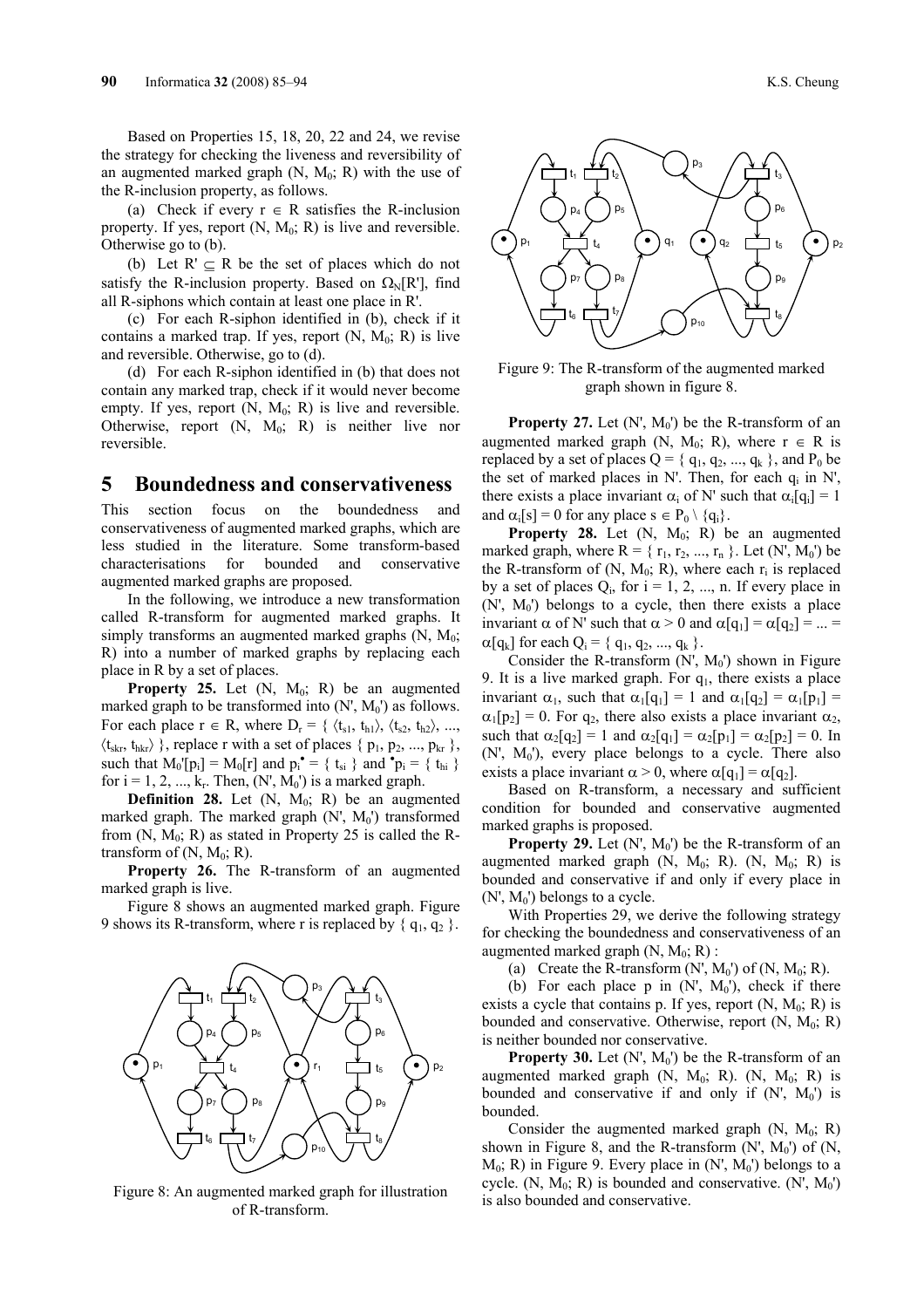Based on Properties 15, 18, 20, 22 and 24, we revise the strategy for checking the liveness and reversibility of an augmented marked graph $(N, M_0; R)$ with the use of the R-inclusion property, as follows.

(a) Check if every $r \in R$ satisfies the R-inclusion property. If yes, report $(N, M_0; R)$ is live and reversible. Otherwise go to (b).

(b) Let $R' \subseteq R$ be the set of places which do not satisfy the R-inclusion property. Based on $\Omega_N[R']$, find all R-siphons which contain at least one place in R'.

(c) For each R-siphon identified in (b), check if it contains a marked trap. If yes, report $(N, M_0; R)$ is live and reversible. Otherwise, go to (d).

(d) For each R-siphon identified in (b) that does not contain any marked trap, check if it would never become empty. If yes, report $(N, M_0; R)$ is live and reversible. Otherwise, report $(N, M_0; R)$ is neither live nor reversible.

# 5 Boundedness and conservativeness

This section focus on the boundedness and conservativeness of augmented marked graphs, which are less studied in the literature. Some transform-based characterisations for bounded and conservative augmented marked graphs are proposed.

In the following, we introduce a new transformation called R-transform for augmented marked graphs. It simply transforms an augmented marked graphs $(N, M_0; R)$ into a number of marked graphs by replacing each place in R by a set of places.

**Property 25.** Let $(N, M_0; R)$ be an augmented marked graph to be transformed into $(N', M_0')$ as follows. For each place $r \in R$, where $D_r = \{ \langle t_{s1}, t_{h1}\rangle, \langle t_{s2}, t_{h2}\rangle, ..., \langle t_{skr}, t_{hkr}\rangle \}$, replace r with a set of places $\{ p_1, p_2, ..., p_{kr} \}$, such that $M_0'[p_i] = M_0[r]$ and $p_i^{\bullet} = \{ t_{si} \}$ and ${}^{\bullet}p_i = \{ t_{hi} \}$ for $i = 1, 2, ..., k_r$. Then, $(N', M_0')$ is a marked graph.

**Definition 28.** Let $(N, M_0; R)$ be an augmented marked graph. The marked graph $(N', M_0')$ transformed from $(N, M_0; R)$ as stated in Property 25 is called the R-transform of $(N, M_0; R)$.

**Property 26.** The R-transform of an augmented marked graph is live.

Figure 8 shows an augmented marked graph. Figure 9 shows its R-transform, where r is replaced by $\{ q_1, q_2 \}$.

Figure 8: An augmented marked graph for illustration of R-transform.

Figure 9: The R-transform of the augmented marked graph shown in figure 8.

**Property 27.** Let $(N', M_0')$ be the R-transform of an augmented marked graph $(N, M_0; R)$, where $r \in R$ is replaced by a set of places $Q = \{ q_1, q_2, ..., q_k \}$, and $P_0$ be the set of marked places in N'. Then, for each $q_i$ in N', there exists a place invariant $\alpha_i$ of N' such that $\alpha_i[q_i] = 1$ and $\alpha_i[s] = 0$ for any place $s \in P_0 \setminus \{q_i\}$.

**Property 28.** Let $(N, M_0; R)$ be an augmented marked graph, where $R = \{ r_1, r_2, ..., r_n \}$. Let $(N', M_0')$ be the R-transform of $(N, M_0; R)$, where each $r_i$ is replaced by a set of places $Q_i$, for $i = 1, 2, ..., n$. If every place in $(N', M_0')$ belongs to a cycle, then there exists a place invariant $\alpha$ of N' such that $\alpha > 0$ and $\alpha[q_1] = \alpha[q_2] = ... = \alpha[q_k]$ for each $Q_i = \{ q_1, q_2, ..., q_k \}$.

Consider the R-transform $(N', M_0')$ shown in Figure 9. It is a live marked graph. For $q_1$, there exists a place invariant $\alpha_1$, such that $\alpha_1[q_1] = 1$ and $\alpha_1[q_2] = \alpha_1[p_1] = \alpha_1[p_2] = 0$. For $q_2$, there also exists a place invariant $\alpha_2$, such that $\alpha_2[q_2] = 1$ and $\alpha_2[q_1] = \alpha_2[p_1] = \alpha_2[p_2] = 0$. In $(N', M_0')$, every place belongs to a cycle. There also exists a place invariant $\alpha > 0$, where $\alpha[q_1] = \alpha[q_2]$.

Based on R-transform, a necessary and sufficient condition for bounded and conservative augmented marked graphs is proposed.

**Property 29.** Let $(N', M_0')$ be the R-transform of an augmented marked graph $(N, M_0; R)$. $(N, M_0; R)$ is bounded and conservative if and only if every place in $(N', M_0')$ belongs to a cycle.

With Properties 29, we derive the following strategy for checking the boundedness and conservativeness of an augmented marked graph $(N, M_0; R)$ :

(a) Create the R-transform $(N', M_0')$ of $(N, M_0; R)$.

(b) For each place p in $(N', M_0')$, check if there exists a cycle that contains p. If yes, report $(N, M_0; R)$ is bounded and conservative. Otherwise, report $(N, M_0; R)$ is neither bounded nor conservative.

**Property 30.** Let $(N', M_0')$ be the R-transform of an augmented marked graph $(N, M_0; R)$. $(N, M_0; R)$ is bounded and conservative if and only if $(N', M_0')$ is bounded.

Consider the augmented marked graph $(N, M_0; R)$ shown in Figure 8, and the R-transform $(N', M_0')$ of $(N, M_0; R)$ in Figure 9. Every place in $(N', M_0')$ belongs to a cycle. $(N, M_0; R)$ is bounded and conservative. $(N', M_0')$ is also bounded and conservative.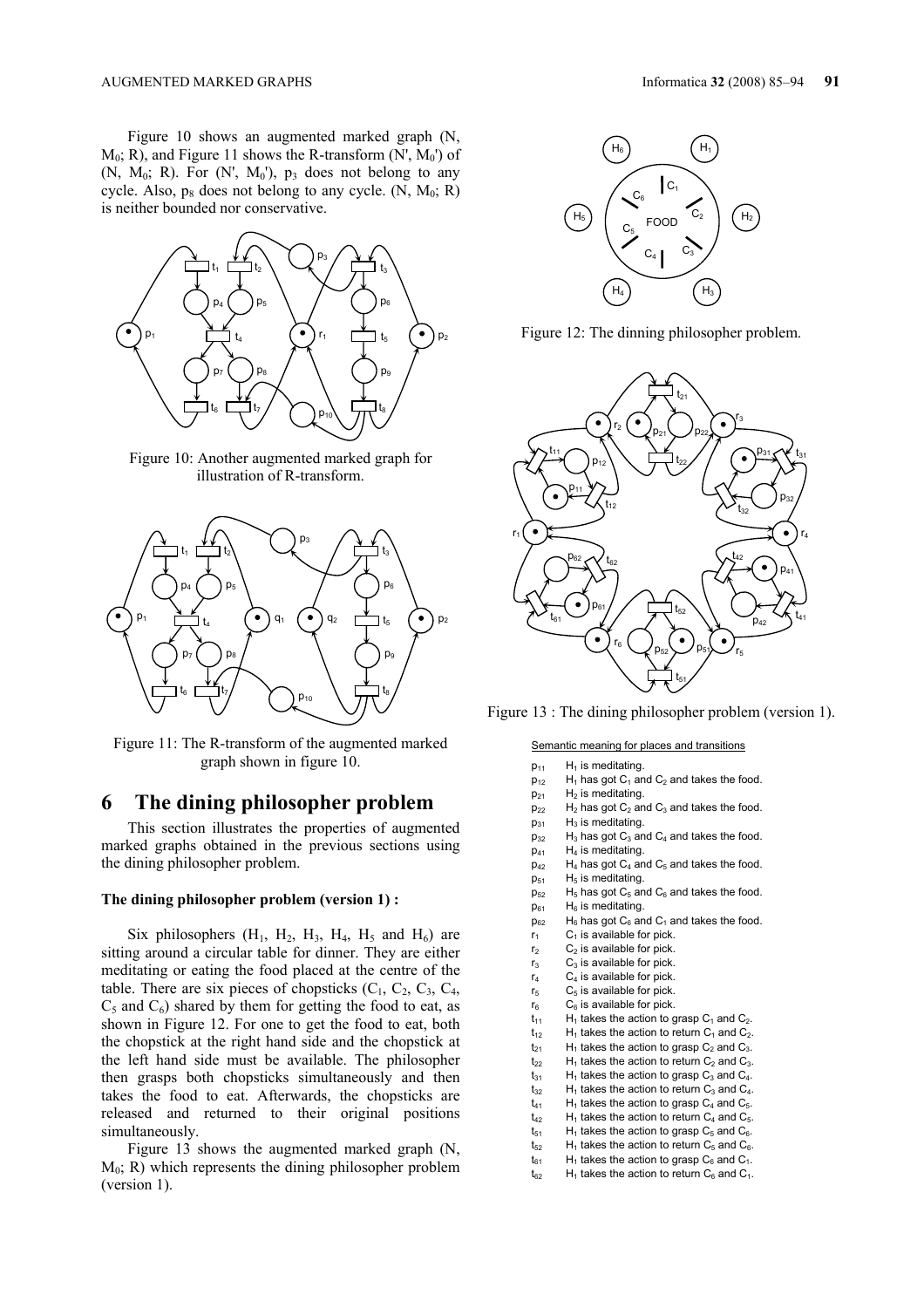Figure 10 shows an augmented marked graph (N, $M_0$; R), and Figure 11 shows the R-transform (N', $M_0$') of (N, $M_0$; R). For (N', $M_0$'), $p_3$ does not belong to any cycle. Also, $p_8$ does not belong to any cycle. (N, $M_0$; R) is neither bounded nor conservative.

Figure 10: Another augmented marked graph for illustration of R-transform.

Figure 11: The R-transform of the augmented marked graph shown in figure 10.

# 6 The dining philosopher problem

This section illustrates the properties of augmented marked graphs obtained in the previous sections using the dining philosopher problem.

**The dining philosopher problem (version 1) :**

Six philosophers ($H_1$, $H_2$, $H_3$, $H_4$, $H_5$ and $H_6$) are sitting around a circular table for dinner. They are either meditating or eating the food placed at the centre of the table. There are six pieces of chopsticks ($C_1$, $C_2$, $C_3$, $C_4$, $C_5$ and $C_6$) shared by them for getting the food to eat, as shown in Figure 12. For one to get the food to eat, both the chopstick at the right hand side and the chopstick at the left hand side must be available. The philosopher then grasps both chopsticks simultaneously and then takes the food to eat. Afterwards, the chopsticks are released and returned to their original positions simultaneously.

Figure 13 shows the augmented marked graph (N, $M_0$; R) which represents the dining philosopher problem (version 1).

Figure 12: The dinning philosopher problem.

Figure 13 : The dining philosopher problem (version 1).

Semantic meaning for places and transitions

- $p_{11}$ $H_1$ is meditating.
- $p_{12}$ $H_1$ has got $C_1$ and $C_2$ and takes the food.
- $p_{21}$ $H_2$ is meditating.
- $p_{22}$ $H_2$ has got $C_2$ and $C_3$ and takes the food.
- $p_{31}$ $H_3$ is meditating.
- $p_{32}$ $H_3$ has got $C_3$ and $C_4$ and takes the food.
- $p_{41}$ $H_4$ is meditating.
- $p_{42}$ $H_4$ has got $C_4$ and $C_5$ and takes the food.
- $p_{51}$ $H_5$ is meditating.
- $p_{52}$ $H_5$ has got $C_5$ and $C_6$ and takes the food.
- $p_{61}$ $H_6$ is meditating.
- $p_{62}$ $H_6$ has got $C_6$ and $C_1$ and takes the food.
- $r_1$ $C_1$ is available for pick.
- $r_2$ $C_2$ is available for pick.
- $r_3$ $C_3$ is available for pick.
- $r_4$ $C_4$ is available for pick.
- $r_5$ $C_5$ is available for pick.
- $r_6$ $C_6$ is available for pick.
- $t_{11}$ $H_1$ takes the action to grasp $C_1$ and $C_2$.
- $t_{12}$ $H_1$ takes the action to return $C_1$ and $C_2$.
- $t_{21}$ $H_1$ takes the action to grasp $C_2$ and $C_3$.
- $t_{22}$ $H_1$ takes the action to return $C_2$ and $C_3$.
- $t_{31}$ $H_1$ takes the action to grasp $C_3$ and $C_4$.
- $t_{32}$ $H_1$ takes the action to return $C_3$ and $C_4$.
- $t_{41}$ $H_1$ takes the action to grasp $C_4$ and $C_5$.
- $t_{42}$ $H_1$ takes the action to return $C_4$ and $C_5$.
- $t_{51}$ $H_1$ takes the action to grasp $C_5$ and $C_6$.
- $t_{52}$ $H_1$ takes the action to return $C_5$ and $C_6$.
- $t_{61}$ $H_1$ takes the action to grasp $C_6$ and $C_1$.
- $t_{62}$ $H_1$ takes the action to return $C_6$ and $C_1$.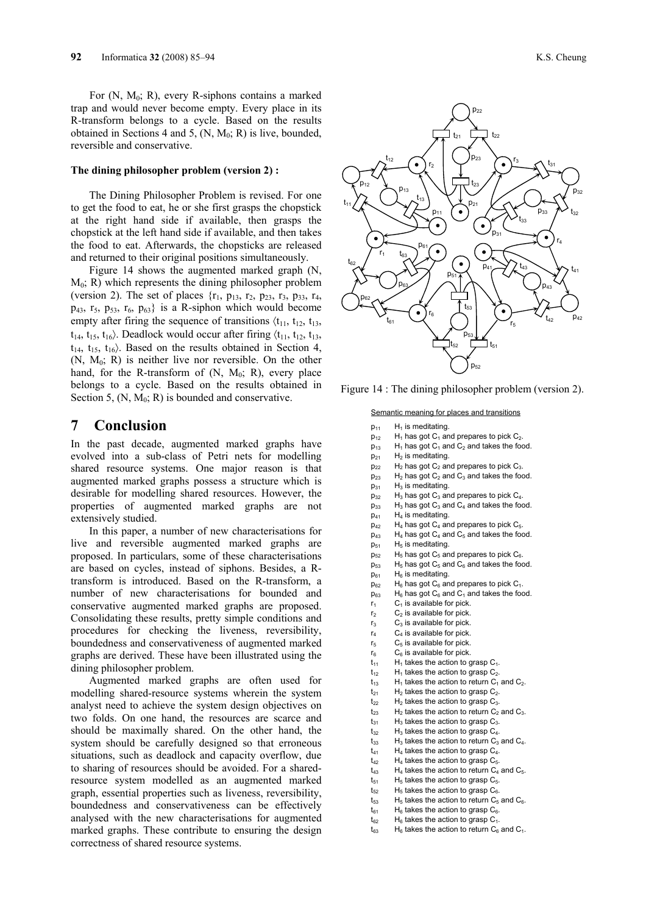For $(N, M_0; R)$, every R-siphons contains a marked trap and would never become empty. Every place in its R-transform belongs to a cycle. Based on the results obtained in Sections 4 and 5, $(N, M_0; R)$ is live, bounded, reversible and conservative.

**The dining philosopher problem (version 2) :**

The Dining Philosopher Problem is revised. For one to get the food to eat, he or she first grasps the chopstick at the right hand side if available, then grasps the chopstick at the left hand side if available, and then takes the food to eat. Afterwards, the chopsticks are released and returned to their original positions simultaneously.

Figure 14 shows the augmented marked graph $(N, M_0; R)$ which represents the dining philosopher problem (version 2). The set of places $\{r_1, p_{13}, r_2, p_{23}, r_3, p_{33}, r_4, p_{43}, r_5, p_{53}, r_6, p_{63}\}$ is a R-siphon which would become empty after firing the sequence of transitions $\langle t_{11}, t_{12}, t_{13}, t_{14}, t_{15}, t_{16} \rangle$. Deadlock would occur after firing $\langle t_{11}, t_{12}, t_{13}, t_{14}, t_{15}, t_{16} \rangle$. Based on the results obtained in Section 4, $(N, M_0; R)$ is neither live nor reversible. On the other hand, for the R-transform of $(N, M_0; R)$, every place belongs to a cycle. Based on the results obtained in Section 5, $(N, M_0; R)$ is bounded and conservative.

Figure 14 : The dining philosopher problem (version 2).

Semantic meaning for places and transitions

- $p_{11}$ $H_1$ is meditating.
- $p_{12}$ $H_1$ has got $C_1$ and prepares to pick $C_2$.
- $p_{13}$ $H_1$ has got $C_1$ and $C_2$ and takes the food.
- $p_{21}$ $H_2$ is meditating.
- $p_{22}$ $H_2$ has got $C_2$ and prepares to pick $C_3$.
- $p_{23}$ $H_2$ has got $C_2$ and $C_3$ and takes the food.
- $p_{31}$ $H_3$ is meditating.
- $p_{32}$ $H_3$ has got $C_3$ and prepares to pick $C_4$.
- $p_{33}$ $H_3$ has got $C_3$ and $C_4$ and takes the food.
- $p_{41}$ $H_4$ is meditating.
- $p_{42}$ $H_4$ has got $C_4$ and prepares to pick $C_5$.
- $p_{43}$ $H_4$ has got $C_4$ and $C_5$ and takes the food.
- $p_{51}$ $H_5$ is meditating.
- $p_{52}$ $H_5$ has got $C_5$ and prepares to pick $C_6$.
- $p_{53}$ $H_5$ has got $C_5$ and $C_6$ and takes the food.
- $p_{61}$ $H_6$ is meditating.
- $p_{62}$ $H_6$ has got $C_6$ and prepares to pick $C_1$.
- $p_{63}$ $H_6$ has got $C_6$ and $C_1$ and takes the food.
- $r_1$ $C_1$ is available for pick.
- $r_2$ $C_2$ is available for pick.
- $r_3$ $C_3$ is available for pick.
- $r_4$ $C_4$ is available for pick.
- $r_5$ $C_5$ is available for pick.
- $r_6$ $C_6$ is available for pick.
- $t_{11}$ $H_1$ takes the action to grasp $C_1$.
- $t_{12}$ $H_1$ takes the action to grasp $C_2$.
- $t_{13}$ $H_1$ takes the action to return $C_1$ and $C_2$.
- $t_{21}$ $H_2$ takes the action to grasp $C_2$.
- $t_{22}$ $H_2$ takes the action to grasp $C_3$.
- $t_{23}$ $H_2$ takes the action to return $C_2$ and $C_3$.
- $t_{31}$ $H_3$ takes the action to grasp $C_3$.
- $t_{32}$ $H_3$ takes the action to grasp $C_4$.
- $t_{33}$ $H_3$ takes the action to return $C_3$ and $C_4$.
- $t_{41}$ $H_4$ takes the action to grasp $C_4$.
- $t_{42}$ $H_4$ takes the action to grasp $C_5$.
- $t_{43}$ $H_4$ takes the action to return $C_4$ and $C_5$.
- $t_{51}$ $H_5$ takes the action to grasp $C_5$.
- $t_{52}$ $H_5$ takes the action to grasp $C_6$.
- $t_{53}$ $H_5$ takes the action to return $C_5$ and $C_6$.
- $t_{61}$ $H_6$ takes the action to grasp $C_6$.
- $t_{62}$ $H_6$ takes the action to grasp $C_1$.
- $t_{63}$ $H_6$ takes the action to return $C_6$ and $C_1$.

## 7 Conclusion

In the past decade, augmented marked graphs have evolved into a sub-class of Petri nets for modelling shared resource systems. One major reason is that augmented marked graphs possess a structure which is desirable for modelling shared resources. However, the properties of augmented marked graphs are not extensively studied.

In this paper, a number of new characterisations for live and reversible augmented marked graphs are proposed. In particulars, some of these characterisations are based on cycles, instead of siphons. Besides, a R-transform is introduced. Based on the R-transform, a number of new characterisations for bounded and conservative augmented marked graphs are proposed. Consolidating these results, pretty simple conditions and procedures for checking the liveness, reversibility, boundedness and conservativeness of augmented marked graphs are derived. These have been illustrated using the dining philosopher problem.

Augmented marked graphs are often used for modelling shared-resource systems wherein the system analyst need to achieve the system design objectives on two folds. On one hand, the resources are scarce and should be maximally shared. On the other hand, the system should be carefully designed so that erroneous situations, such as deadlock and capacity overflow, due to sharing of resources should be avoided. For a shared-resource system modelled as an augmented marked graph, essential properties such as liveness, reversibility, boundedness and conservativeness can be effectively analysed with the new characterisations for augmented marked graphs. These contribute to ensuring the design correctness of shared resource systems.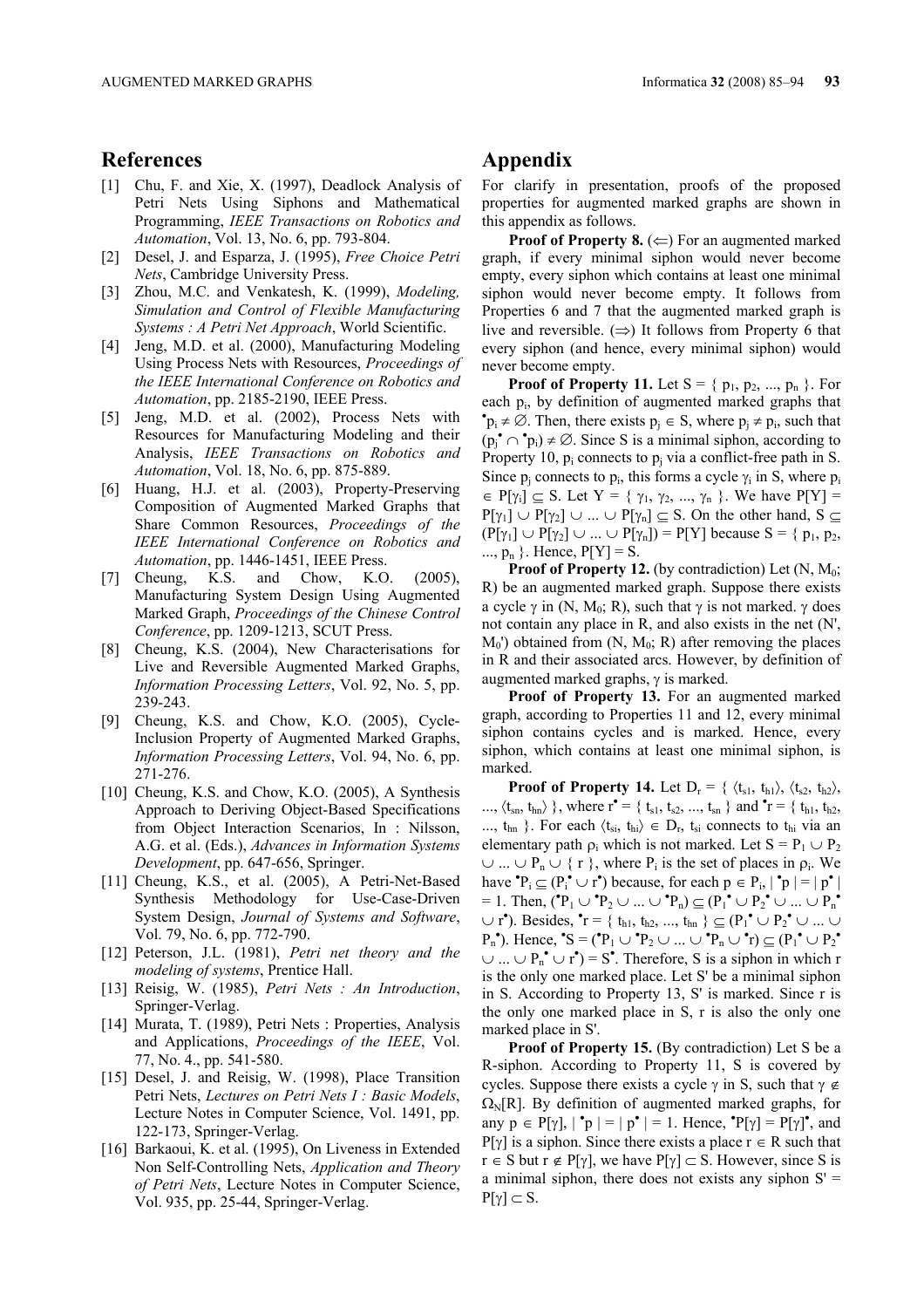## References

[1] Chu, F. and Xie, X. (1997), Deadlock Analysis of Petri Nets Using Siphons and Mathematical Programming, *IEEE Transactions on Robotics and Automation*, Vol. 13, No. 6, pp. 793-804.

[2] Desel, J. and Esparza, J. (1995), *Free Choice Petri Nets*, Cambridge University Press.

[3] Zhou, M.C. and Venkatesh, K. (1999), *Modeling, Simulation and Control of Flexible Manufacturing Systems : A Petri Net Approach*, World Scientific.

[4] Jeng, M.D. et al. (2000), Manufacturing Modeling Using Process Nets with Resources, *Proceedings of the IEEE International Conference on Robotics and Automation*, pp. 2185-2190, IEEE Press.

[5] Jeng, M.D. et al. (2002), Process Nets with Resources for Manufacturing Modeling and their Analysis, *IEEE Transactions on Robotics and Automation*, Vol. 18, No. 6, pp. 875-889.

[6] Huang, H.J. et al. (2003), Property-Preserving Composition of Augmented Marked Graphs that Share Common Resources, *Proceedings of the IEEE International Conference on Robotics and Automation*, pp. 1446-1451, IEEE Press.

[7] Cheung, K.S. and Chow, K.O. (2005), Manufacturing System Design Using Augmented Marked Graph, *Proceedings of the Chinese Control Conference*, pp. 1209-1213, SCUT Press.

[8] Cheung, K.S. (2004), New Characterisations for Live and Reversible Augmented Marked Graphs, *Information Processing Letters*, Vol. 92, No. 5, pp. 239-243.

[9] Cheung, K.S. and Chow, K.O. (2005), Cycle-Inclusion Property of Augmented Marked Graphs, *Information Processing Letters*, Vol. 94, No. 6, pp. 271-276.

[10] Cheung, K.S. and Chow, K.O. (2005), A Synthesis Approach to Deriving Object-Based Specifications from Object Interaction Scenarios, In : Nilsson, A.G. et al. (Eds.), *Advances in Information Systems Development*, pp. 647-656, Springer.

[11] Cheung, K.S., et al. (2005), A Petri-Net-Based Synthesis Methodology for Use-Case-Driven System Design, *Journal of Systems and Software*, Vol. 79, No. 6, pp. 772-790.

[12] Peterson, J.L. (1981), *Petri net theory and the modeling of systems*, Prentice Hall.

[13] Reisig, W. (1985), *Petri Nets : An Introduction*, Springer-Verlag.

[14] Murata, T. (1989), Petri Nets : Properties, Analysis and Applications, *Proceedings of the IEEE*, Vol. 77, No. 4., pp. 541-580.

[15] Desel, J. and Reisig, W. (1998), Place Transition Petri Nets, *Lectures on Petri Nets I : Basic Models*, Lecture Notes in Computer Science, Vol. 1491, pp. 122-173, Springer-Verlag.

[16] Barkaoui, K. et al. (1995), On Liveness in Extended Non Self-Controlling Nets, *Application and Theory of Petri Nets*, Lecture Notes in Computer Science, Vol. 935, pp. 25-44, Springer-Verlag.

## Appendix

For clarify in presentation, proofs of the proposed properties for augmented marked graphs are shown in this appendix as follows.

**Proof of Property 8.** ($\Leftarrow$) For an augmented marked graph, if every minimal siphon would never become empty, every siphon which contains at least one minimal siphon would never become empty. It follows from Properties 6 and 7 that the augmented marked graph is live and reversible. ($\Rightarrow$) It follows from Property 6 that every siphon (and hence, every minimal siphon) would never become empty.

**Proof of Property 11.** Let $S = \{ p_1, p_2, ..., p_n \}$. For each $p_i$, by definition of augmented marked graphs that ${}^\bullet p_i \neq \emptyset$. Then, there exists $p_j \in S$, where $p_j \neq p_i$, such that $(p_j^\bullet \cap {}^\bullet p_i) \neq \emptyset$. Since S is a minimal siphon, according to Property 10, $p_i$ connects to $p_j$ via a conflict-free path in S. Since $p_j$ connects to $p_i$, this forms a cycle $\gamma_i$ in S, where $p_i \in P[\gamma_i] \subseteq S$. Let $Y = \{ \gamma_1, \gamma_2, ..., \gamma_n \}$. We have $P[Y] = P[\gamma_1] \cup P[\gamma_2] \cup ... \cup P[\gamma_n] \subseteq S$. On the other hand, $S \subseteq (P[\gamma_1] \cup P[\gamma_2] \cup ... \cup P[\gamma_n]) = P[Y]$ because $S = \{ p_1, p_2, ..., p_n \}$. Hence, $P[Y] = S$.

**Proof of Property 12.** (by contradiction) Let $(N, M_0; R)$ be an augmented marked graph. Suppose there exists a cycle $\gamma$ in $(N, M_0; R)$, such that $\gamma$ is not marked. $\gamma$ does not contain any place in R, and also exists in the net $(N', M_0')$ obtained from $(N, M_0; R)$ after removing the places in R and their associated arcs. However, by definition of augmented marked graphs, $\gamma$ is marked.

**Proof of Property 13.** For an augmented marked graph, according to Properties 11 and 12, every minimal siphon contains cycles and is marked. Hence, every siphon, which contains at least one minimal siphon, is marked.

**Proof of Property 14.** Let $D_r = \{ \langle t_{s1}, t_{h1} \rangle, \langle t_{s2}, t_{h2} \rangle, ..., \langle t_{sn}, t_{hn} \rangle \}$, where $r^\bullet = \{ t_{s1}, t_{s2}, ..., t_{sn} \}$ and ${}^\bullet r = \{ t_{h1}, t_{h2}, ..., t_{hn} \}$. For each $\langle t_{si}, t_{hi} \rangle \in D_r$, $t_{si}$ connects to $t_{hi}$ via an elementary path $\rho_i$ which is not marked. Let $S = P_1 \cup P_2 \cup ... \cup P_n \cup \{ r \}$, where $P_i$ is the set of places in $\rho_i$. We have ${}^\bullet P_i \subseteq (P_i^\bullet \cup r^\bullet)$ because, for each $p \in P_i$, $| {}^\bullet p | = | p^\bullet | = 1$. Then, $({}^\bullet P_1 \cup {}^\bullet P_2 \cup ... \cup {}^\bullet P_n) \subseteq (P_1^\bullet \cup P_2^\bullet \cup ... \cup P_n^\bullet \cup r^\bullet)$. Besides, ${}^\bullet r = \{ t_{h1}, t_{h2}, ..., t_{hn} \} \subseteq (P_1^\bullet \cup P_2^\bullet \cup ... \cup P_n^\bullet)$. Hence, ${}^\bullet S = ({}^\bullet P_1 \cup {}^\bullet P_2 \cup ... \cup {}^\bullet P_n \cup {}^\bullet r) \subseteq (P_1^\bullet \cup P_2^\bullet \cup ... \cup P_n^\bullet \cup r^\bullet) = S^\bullet$. Therefore, S is a siphon in which r is the only one marked place. Let S' be a minimal siphon in S. According to Property 13, S' is marked. Since r is the only one marked place in S, r is also the only one marked place in S'.

**Proof of Property 15.** (By contradiction) Let S be a R-siphon. According to Property 11, S is covered by cycles. Suppose there exists a cycle $\gamma$ in S, such that $\gamma \notin \Omega_N[R]$. By definition of augmented marked graphs, for any $p \in P[\gamma]$, $| {}^\bullet p | = | p^\bullet | = 1$. Hence, ${}^\bullet P[\gamma] = P[\gamma]^\bullet$, and $P[\gamma]$ is a siphon. Since there exists a place $r \in R$ such that $r \in S$ but $r \notin P[\gamma]$, we have $P[\gamma] \subset S$. However, since S is a minimal siphon, there does not exists any siphon $S' = P[\gamma] \subset S$.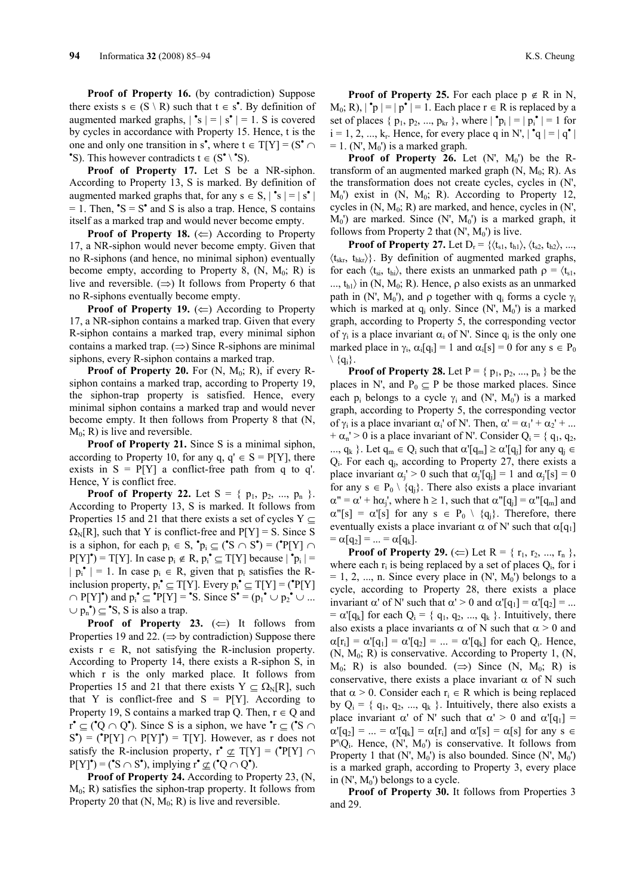**Proof of Property 16.** (by contradiction) Suppose there exists $s \in (S \setminus R)$ such that $t \in s^\bullet$. By definition of augmented marked graphs, $| {}^\bullet s | = | s^\bullet | = 1$. S is covered by cycles in accordance with Property 15. Hence, t is the one and only one transition in $s^\bullet$, where $t \in T[Y] = (S^\bullet \cap {}^\bullet S)$. This however contradicts $t \in (S^\bullet \setminus {}^\bullet S)$.

**Proof of Property 17.** Let S be a NR-siphon. According to Property 13, S is marked. By definition of augmented marked graphs that, for any $s \in S$, $| {}^\bullet s | = | s^\bullet | = 1$. Then, ${}^\bullet S = S^\bullet$ and S is also a trap. Hence, S contains itself as a marked trap and would never become empty.

**Proof of Property 18.** ($\Leftarrow$) According to Property 17, a NR-siphon would never become empty. Given that no R-siphons (and hence, no minimal siphon) eventually become empty, according to Property 8, (N, $M_0$; R) is live and reversible. ($\Rightarrow$) It follows from Property 6 that no R-siphons eventually become empty.

**Proof of Property 19.** ($\Leftarrow$) According to Property 17, a NR-siphon contains a marked trap. Given that every R-siphon contains a marked trap, every minimal siphon contains a marked trap. ($\Rightarrow$) Since R-siphons are minimal siphons, every R-siphon contains a marked trap.

**Proof of Property 20.** For (N, $M_0$; R), if every R-siphon contains a marked trap, according to Property 19, the siphon-trap property is satisfied. Hence, every minimal siphon contains a marked trap and would never become empty. It then follows from Property 8 that (N, $M_0$; R) is live and reversible.

**Proof of Property 21.** Since S is a minimal siphon, according to Property 10, for any q, $q' \in S = P[Y]$, there exists in $S = P[Y]$ a conflict-free path from q to q'. Hence, Y is conflict free.

**Proof of Property 22.** Let $S = \{ p_1, p_2, ..., p_n \}$. According to Property 13, S is marked. It follows from Properties 15 and 21 that there exists a set of cycles $Y \subseteq \Omega_N[R]$, such that Y is conflict-free and $P[Y] = S$. Since S is a siphon, for each $p_i \in S$, ${}^\bullet p_i \subseteq ({}^\bullet S \cap S^\bullet) = ({}^\bullet P[Y] \cap P[Y]^\bullet) = T[Y]$. In case $p_i \notin R$, $p_i^\bullet \subseteq T[Y]$ because $| {}^\bullet p_i | = | p_i^\bullet | = 1$. In case $p_i \in R$, given that $p_i$ satisfies the R-inclusion property, $p_i^\bullet \subseteq T[Y]$. Every $p_i^\bullet \subseteq T[Y] = ({}^\bullet P[Y] \cap P[Y]^\bullet)$ and $p_i^\bullet \subseteq {}^\bullet P[Y] = {}^\bullet S$. Since $S^\bullet = (p_1^\bullet \cup p_2^\bullet \cup ... \cup p_n^\bullet) \subseteq {}^\bullet S$, S is also a trap.

**Proof of Property 23.** ($\Leftarrow$) It follows from Properties 19 and 22. ($\Rightarrow$ by contradiction) Suppose there exists $r \in R$, not satisfying the R-inclusion property. According to Property 14, there exists a R-siphon S, in which r is the only marked place. It follows from Properties 15 and 21 that there exists $Y \subseteq \Omega_N[R]$, such that Y is conflict-free and $S = P[Y]$. According to Property 19, S contains a marked trap Q. Then, $r \in Q$ and $r^\bullet \subseteq ({}^\bullet Q \cap Q^\bullet)$. Since S is a siphon, we have ${}^\bullet r \subseteq ({}^\bullet S \cap S^\bullet) = ({}^\bullet P[Y] \cap P[Y]^\bullet) = T[Y]$. However, as r does not satisfy the R-inclusion property, $r^\bullet \not\subseteq T[Y] = ({}^\bullet P[Y] \cap P[Y]^\bullet) = ({}^\bullet S \cap S^\bullet)$, implying $r^\bullet \not\subseteq ({}^\bullet Q \cap Q^\bullet)$.

**Proof of Property 24.** According to Property 23, (N, $M_0$; R) satisfies the siphon-trap property. It follows from Property 20 that (N, $M_0$; R) is live and reversible.

**Proof of Property 25.** For each place $p \notin R$ in N, $M_0$; R), $| {}^\bullet p | = | p^\bullet | = 1$. Each place $r \in R$ is replaced by a set of places $\{ p_1, p_2, ..., p_{kr} \}$, where $| {}^\bullet p_i | = | p_i^\bullet | = 1$ for $i = 1, 2, ..., k_r$. Hence, for every place q in N', $| {}^\bullet q | = | q^\bullet | = 1$. (N', $M_0'$) is a marked graph.

**Proof of Property 26.** Let (N', $M_0'$) be the R-transform of an augmented marked graph (N, $M_0$; R). As the transformation does not create cycles, cycles in (N', $M_0'$) exist in (N, $M_0$; R). According to Property 12, cycles in (N, $M_0$; R) are marked, and hence, cycles in (N', $M_0'$) are marked. Since (N', $M_0'$) is a marked graph, it follows from Property 2 that (N', $M_0'$) is live.

**Proof of Property 27.** Let $D_r = \{\langle t_{s1}, t_{h1}\rangle, \langle t_{s2}, t_{h2}\rangle, ..., \langle t_{skr}, t_{hkr}\rangle\}$. By definition of augmented marked graphs, for each $\langle t_{si}, t_{hi}\rangle$, there exists an unmarked path $\rho = \langle t_{s1}, ..., t_{h1}\rangle$ in (N, $M_0$; R). Hence, $\rho$ also exists as an unmarked path in (N', $M_0'$), and $\rho$ together with $q_i$ forms a cycle $\gamma_i$ which is marked at $q_i$ only. Since (N', $M_0'$) is a marked graph, according to Property 5, the corresponding vector of $\gamma_i$ is a place invariant $\alpha_i$ of N'. Since $q_i$ is the only one marked place in $\gamma_i$, $\alpha_i[q_i] = 1$ and $\alpha_i[s] = 0$ for any $s \in P_0 \setminus \{q_i\}$.

**Proof of Property 28.** Let $P = \{ p_1, p_2, ..., p_n \}$ be the places in N', and $P_0 \subseteq P$ be those marked places. Since each $p_i$ belongs to a cycle $\gamma_i$ and (N', $M_0'$) is a marked graph, according to Property 5, the corresponding vector of $\gamma_i$ is a place invariant $\alpha_i'$ of N'. Then, $\alpha' = \alpha_1' + \alpha_2' + ... + \alpha_n' > 0$ is a place invariant of N'. Consider $Q_i = \{ q_1, q_2, ..., q_k \}$. Let $q_m \in Q_i$ such that $\alpha'[q_m] \geq \alpha'[q_j]$ for any $q_j \in Q_i$. For each $q_j$, according to Property 27, there exists a place invariant $\alpha_j' > 0$ such that $\alpha_j'[q_j] = 1$ and $\alpha_j'[s] = 0$ for any $s \in P_0 \setminus \{q_j\}$. There also exists a place invariant $\alpha'' = \alpha' + h\alpha_j'$, where $h \geq 1$, such that $\alpha''[q_j] = \alpha''[q_m]$ and $\alpha''[s] = \alpha'[s]$ for any $s \in P_0 \setminus \{q_j\}$. Therefore, there eventually exists a place invariant $\alpha$ of N' such that $\alpha[q_1] = \alpha[q_2] = ... = \alpha[q_k]$.

**Proof of Property 29.** ($\Leftarrow$) Let $R = \{ r_1, r_2, ..., r_n \}$, where each $r_i$ is being replaced by a set of places $Q_i$, for $i = 1, 2, ..., n$. Since every place in (N', $M_0'$) belongs to a cycle, according to Property 28, there exists a place invariant $\alpha'$ of N' such that $\alpha' > 0$ and $\alpha'[q_1] = \alpha'[q_2] = ... = \alpha'[q_k]$ for each $Q_i = \{ q_1, q_2, ..., q_k \}$. Intuitively, there also exists a place invariants $\alpha$ of N such that $\alpha > 0$ and $\alpha[r_i] = \alpha'[q_1] = \alpha'[q_2] = ... = \alpha'[q_k]$ for each $Q_i$. Hence, (N, $M_0$; R) is conservative. According to Property 1, (N, $M_0$; R) is also bounded. ($\Rightarrow$) Since (N, $M_0$; R) is conservative, there exists a place invariant $\alpha$ of N such that $\alpha > 0$. Consider each $r_i \in R$ which is being replaced by $Q_i = \{ q_1, q_2, ..., q_k \}$. Intuitively, there also exists a place invariant $\alpha'$ of N' such that $\alpha' > 0$ and $\alpha'[q_1] = \alpha'[q_2] = ... = \alpha'[q_k] = \alpha[r_i]$ and $\alpha'[s] = \alpha[s]$ for any $s \in P' \setminus Q_i$. Hence, (N', $M_0'$) is conservative. It follows from Property 1 that (N', $M_0'$) is also bounded. Since (N', $M_0'$) is a marked graph, according to Property 3, every place in (N', $M_0'$) belongs to a cycle.

**Proof of Property 30.** It follows from Properties 3 and 29.